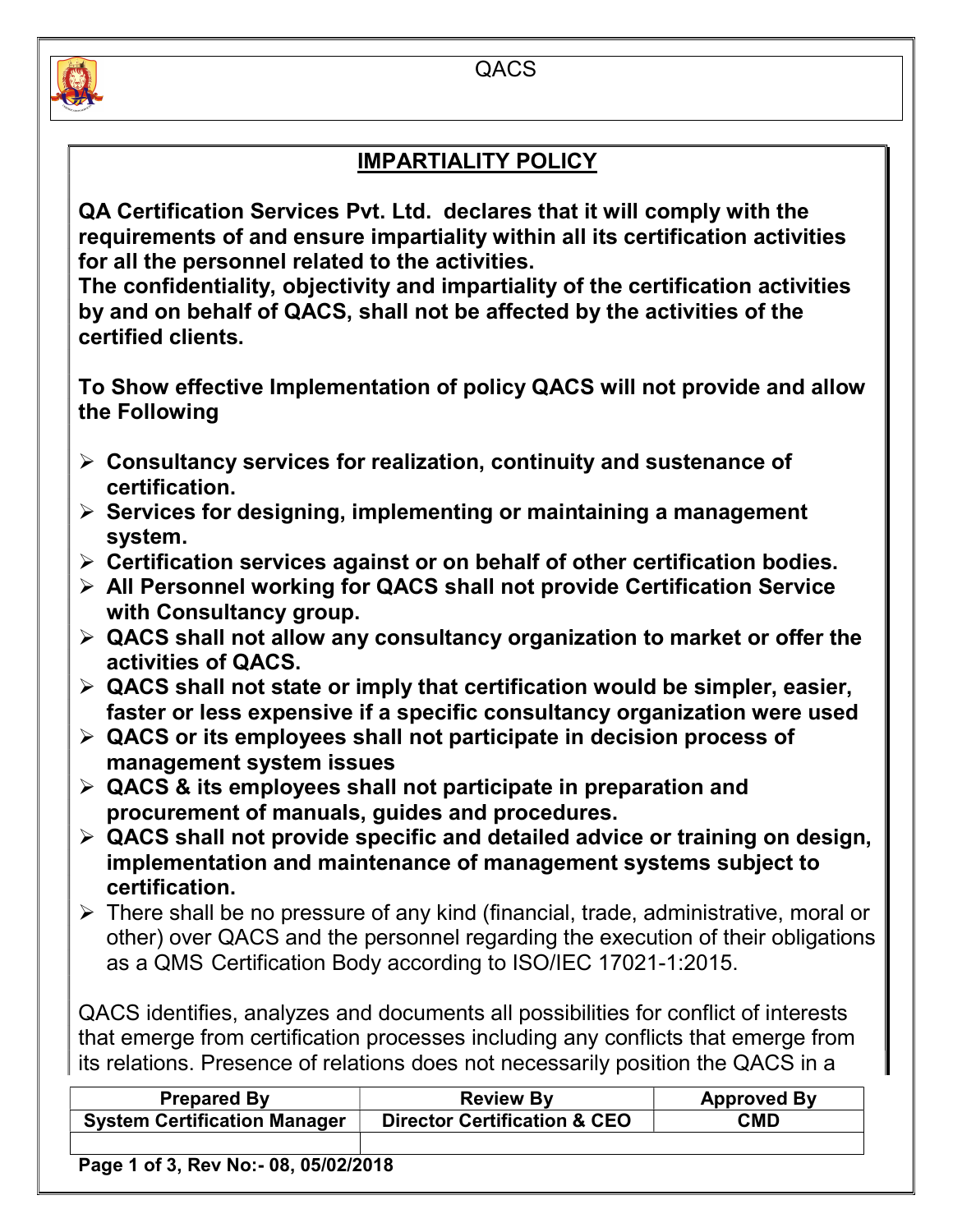## IMPARTIALITY POLICY

**QA Certification Services Pvt. Ltd. declares that it will comply with the requirements of and ensure impartiality within all its certification activities for all the personnel related to the activities.**
**The confidentiality, objectivity and impartiality of the certification activities by and on behalf of QACS, shall not be affected by the activities of the certified clients.**

**To Show effective Implementation of policy QACS will not provide and allow the Following**

- **Consultancy services for realization, continuity and sustenance of certification.**
- **Services for designing, implementing or maintaining a management system.**
- **Certification services against or on behalf of other certification bodies.**
- **All Personnel working for QACS shall not provide Certification Service with Consultancy group.**
- **QACS shall not allow any consultancy organization to market or offer the activities of QACS.**
- **QACS shall not state or imply that certification would be simpler, easier, faster or less expensive if a specific consultancy organization were used**
- **QACS or its employees shall not participate in decision process of management system issues**
- **QACS & its employees shall not participate in preparation and procurement of manuals, guides and procedures.**
- **QACS shall not provide specific and detailed advice or training on design, implementation and maintenance of management systems subject to certification.**
- There shall be no pressure of any kind (financial, trade, administrative, moral or other) over QACS and the personnel regarding the execution of their obligations as a QMS Certification Body according to ISO/IEC 17021-1:2015.

QACS identifies, analyzes and documents all possibilities for conflict of interests that emerge from certification processes including any conflicts that emerge from its relations. Presence of relations does not necessarily position the QACS in a

| Prepared By | Review By | Approved By |
|---|---|---|
| System Certification Manager | Director Certification & CEO | CMD |
| | | |

**Rev No:- 08, 05/02/2018**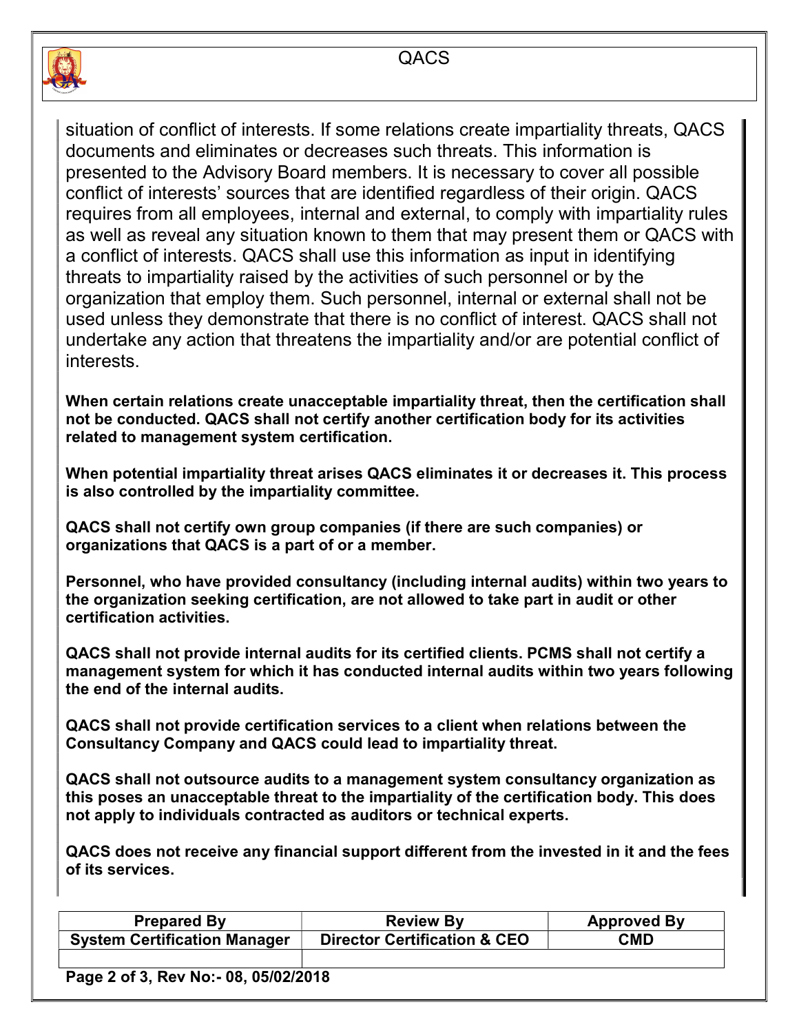situation of conflict of interests. If some relations create impartiality threats, QACS documents and eliminates or decreases such threats. This information is presented to the Advisory Board members. It is necessary to cover all possible conflict of interests' sources that are identified regardless of their origin. QACS requires from all employees, internal and external, to comply with impartiality rules as well as reveal any situation known to them that may present them or QACS with a conflict of interests. QACS shall use this information as input in identifying threats to impartiality raised by the activities of such personnel or by the organization that employ them. Such personnel, internal or external shall not be used unless they demonstrate that there is no conflict of interest. QACS shall not undertake any action that threatens the impartiality and/or are potential conflict of interests.

**When certain relations create unacceptable impartiality threat, then the certification shall not be conducted. QACS shall not certify another certification body for its activities related to management system certification.**

**When potential impartiality threat arises QACS eliminates it or decreases it. This process is also controlled by the impartiality committee.**

**QACS shall not certify own group companies (if there are such companies) or organizations that QACS is a part of or a member.**

**Personnel, who have provided consultancy (including internal audits) within two years to the organization seeking certification, are not allowed to take part in audit or other certification activities.**

**QACS shall not provide internal audits for its certified clients. PCMS shall not certify a management system for which it has conducted internal audits within two years following the end of the internal audits.**

**QACS shall not provide certification services to a client when relations between the Consultancy Company and QACS could lead to impartiality threat.**

**QACS shall not outsource audits to a management system consultancy organization as this poses an unacceptable threat to the impartiality of the certification body. This does not apply to individuals contracted as auditors or technical experts.**

**QACS does not receive any financial support different from the invested in it and the fees of its services.**

| Prepared By | Review By | Approved By |
|---|---|---|
| System Certification Manager | Director Certification & CEO | CMD |
| | | |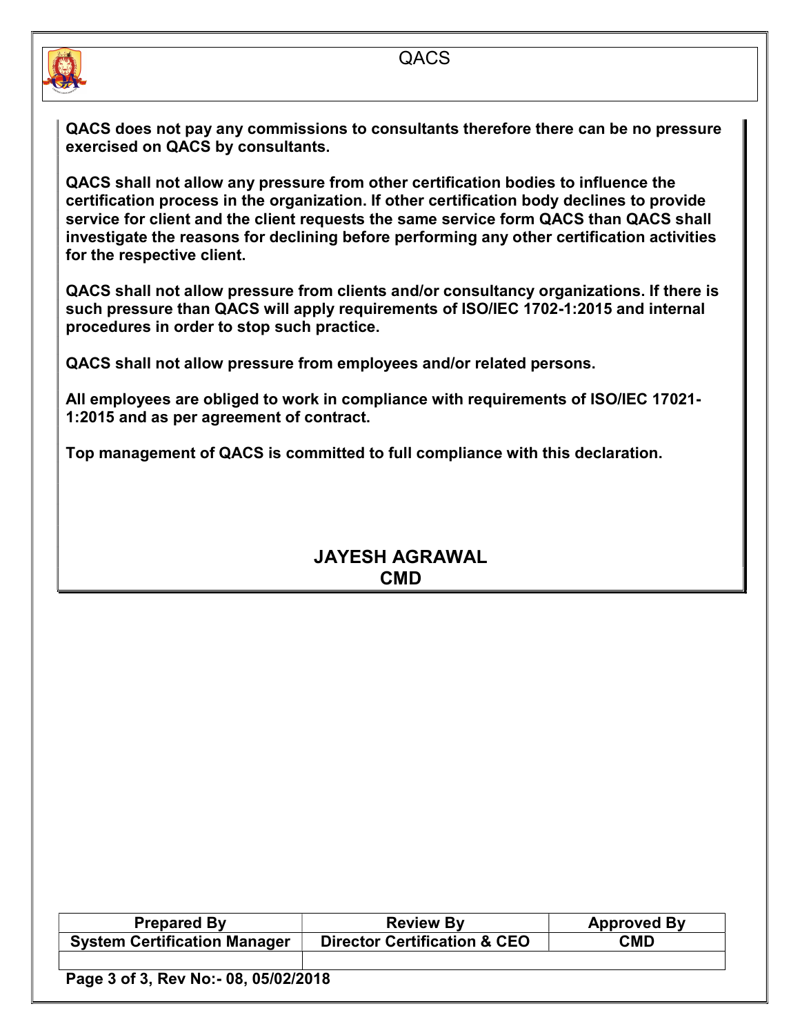**QACS does not pay any commissions to consultants therefore there can be no pressure exercised on QACS by consultants.**

**QACS shall not allow any pressure from other certification bodies to influence the certification process in the organization. If other certification body declines to provide service for client and the client requests the same service form QACS than QACS shall investigate the reasons for declining before performing any other certification activities for the respective client.**

**QACS shall not allow pressure from clients and/or consultancy organizations. If there is such pressure than QACS will apply requirements of ISO/IEC 1702-1:2015 and internal procedures in order to stop such practice.**

**QACS shall not allow pressure from employees and/or related persons.**

**All employees are obliged to work in compliance with requirements of ISO/IEC 17021-1:2015 and as per agreement of contract.**

**Top management of QACS is committed to full compliance with this declaration.**

**JAYESH AGRAWAL**
**CMD**

| Prepared By | Review By | Approved By |
|---|---|---|
| System Certification Manager | Director Certification & CEO | CMD |
| | | |

Rev No:- 08, 05/02/2018